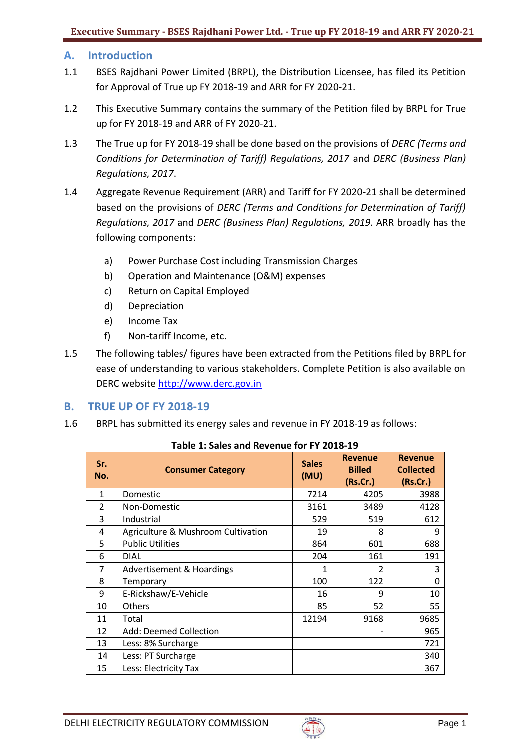## A. Introduction

1.1 BSES Rajdhani Power Limited (BRPL), the Distribution Licensee, has filed its Petition for Approval of True up FY 2018-19 and ARR for FY 2020-21.

1.2 This Executive Summary contains the summary of the Petition filed by BRPL for True up for FY 2018-19 and ARR of FY 2020-21.

1.3 The True up for FY 2018-19 shall be done based on the provisions of *DERC (Terms and Conditions for Determination of Tariff) Regulations, 2017* and *DERC (Business Plan) Regulations, 2017*.

1.4 Aggregate Revenue Requirement (ARR) and Tariff for FY 2020-21 shall be determined based on the provisions of *DERC (Terms and Conditions for Determination of Tariff) Regulations, 2017* and *DERC (Business Plan) Regulations, 2019*. ARR broadly has the following components:

a) Power Purchase Cost including Transmission Charges
b) Operation and Maintenance (O&M) expenses
c) Return on Capital Employed
d) Depreciation
e) Income Tax
f) Non-tariff Income, etc.

1.5 The following tables/ figures have been extracted from the Petitions filed by BRPL for ease of understanding to various stakeholders. Complete Petition is also available on DERC website http://www.derc.gov.in

## B. TRUE UP OF FY 2018-19

1.6 BRPL has submitted its energy sales and revenue in FY 2018-19 as follows:

**Table 1: Sales and Revenue for FY 2018-19**

| Sr. No. | Consumer Category | Sales (MU) | Revenue Billed (Rs.Cr.) | Revenue Collected (Rs.Cr.) |
|---|---|---|---|---|
| 1 | Domestic | 7214 | 4205 | 3988 |
| 2 | Non-Domestic | 3161 | 3489 | 4128 |
| 3 | Industrial | 529 | 519 | 612 |
| 4 | Agriculture & Mushroom Cultivation | 19 | 8 | 9 |
| 5 | Public Utilities | 864 | 601 | 688 |
| 6 | DIAL | 204 | 161 | 191 |
| 7 | Advertisement & Hoardings | 1 | 2 | 3 |
| 8 | Temporary | 100 | 122 | 0 |
| 9 | E-Rickshaw/E-Vehicle | 16 | 9 | 10 |
| 10 | Others | 85 | 52 | 55 |
| 11 | Total | 12194 | 9168 | 9685 |
| 12 | Add: Deemed Collection | | - | 965 |
| 13 | Less: 8% Surcharge | | | 721 |
| 14 | Less: PT Surcharge | | | 340 |
| 15 | Less: Electricity Tax | | | 367 |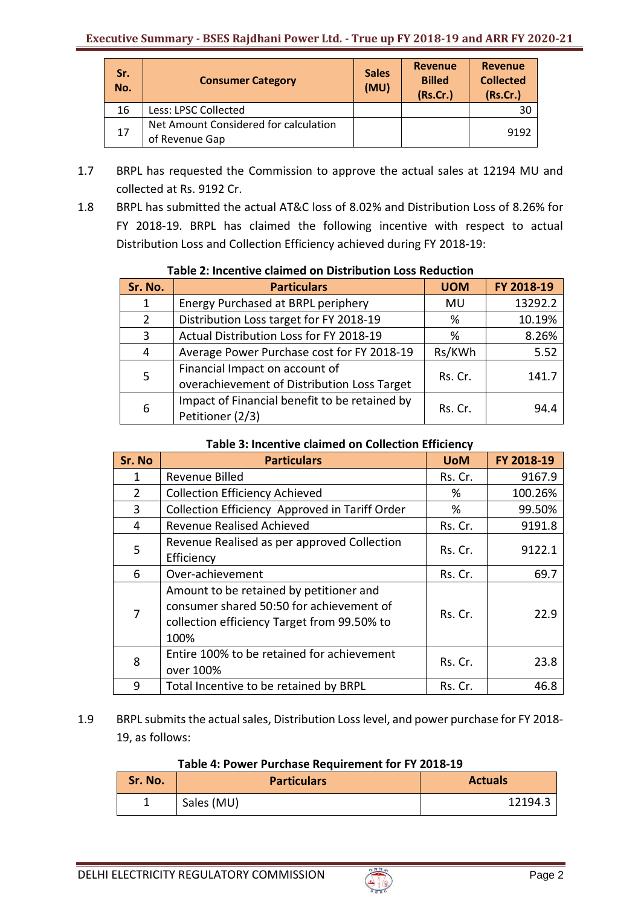| Sr. No. | Consumer Category | Sales (MU) | Revenue Billed (Rs.Cr.) | Revenue Collected (Rs.Cr.) |
|---|---|---|---|---|
| 16 | Less: LPSC Collected | | | 30 |
| 17 | Net Amount Considered for calculation of Revenue Gap | | | 9192 |

1.7 BRPL has requested the Commission to approve the actual sales at 12194 MU and collected at Rs. 9192 Cr.

1.8 BRPL has submitted the actual AT&C loss of 8.02% and Distribution Loss of 8.26% for FY 2018-19. BRPL has claimed the following incentive with respect to actual Distribution Loss and Collection Efficiency achieved during FY 2018-19:

**Table 2: Incentive claimed on Distribution Loss Reduction**

| Sr. No. | Particulars | UOM | FY 2018-19 |
|---|---|---|---|
| 1 | Energy Purchased at BRPL periphery | MU | 13292.2 |
| 2 | Distribution Loss target for FY 2018-19 | % | 10.19% |
| 3 | Actual Distribution Loss for FY 2018-19 | % | 8.26% |
| 4 | Average Power Purchase cost for FY 2018-19 | Rs/KWh | 5.52 |
| 5 | Financial Impact on account of overachievement of Distribution Loss Target | Rs. Cr. | 141.7 |
| 6 | Impact of Financial benefit to be retained by Petitioner (2/3) | Rs. Cr. | 94.4 |

**Table 3: Incentive claimed on Collection Efficiency**

| Sr. No | Particulars | UoM | FY 2018-19 |
|---|---|---|---|
| 1 | Revenue Billed | Rs. Cr. | 9167.9 |
| 2 | Collection Efficiency Achieved | % | 100.26% |
| 3 | Collection Efficiency Approved in Tariff Order | % | 99.50% |
| 4 | Revenue Realised Achieved | Rs. Cr. | 9191.8 |
| 5 | Revenue Realised as per approved Collection Efficiency | Rs. Cr. | 9122.1 |
| 6 | Over-achievement | Rs. Cr. | 69.7 |
| 7 | Amount to be retained by petitioner and consumer shared 50:50 for achievement of collection efficiency Target from 99.50% to 100% | Rs. Cr. | 22.9 |
| 8 | Entire 100% to be retained for achievement over 100% | Rs. Cr. | 23.8 |
| 9 | Total Incentive to be retained by BRPL | Rs. Cr. | 46.8 |

1.9 BRPL submits the actual sales, Distribution Loss level, and power purchase for FY 2018-19, as follows:

**Table 4: Power Purchase Requirement for FY 2018-19**

| Sr. No. | Particulars | Actuals |
|---|---|---|
| 1 | Sales (MU) | 12194.3 |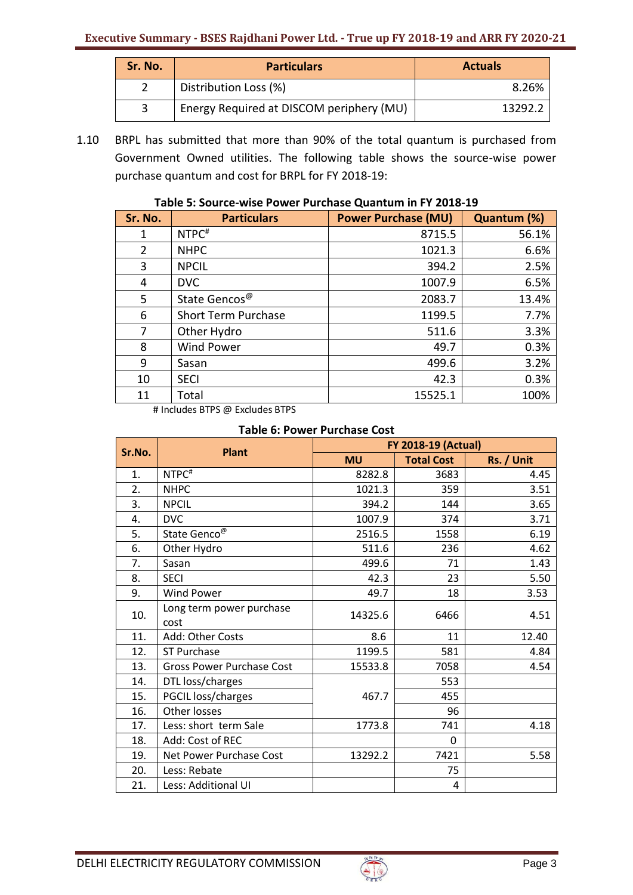| Sr. No. | Particulars | Actuals |
|---|---|---|
| 2 | Distribution Loss (%) | 8.26% |
| 3 | Energy Required at DISCOM periphery (MU) | 13292.2 |

1.10 BRPL has submitted that more than 90% of the total quantum is purchased from Government Owned utilities. The following table shows the source-wise power purchase quantum and cost for BRPL for FY 2018-19:

**Table 5: Source-wise Power Purchase Quantum in FY 2018-19**

| Sr. No. | Particulars | Power Purchase (MU) | Quantum (%) |
|---|---|---|---|
| 1 | NTPC[#] | 8715.5 | 56.1% |
| 2 | NHPC | 1021.3 | 6.6% |
| 3 | NPCIL | 394.2 | 2.5% |
| 4 | DVC | 1007.9 | 6.5% |
| 5 | State Gencos[@] | 2083.7 | 13.4% |
| 6 | Short Term Purchase | 1199.5 | 7.7% |
| 7 | Other Hydro | 511.6 | 3.3% |
| 8 | Wind Power | 49.7 | 0.3% |
| 9 | Sasan | 499.6 | 3.2% |
| 10 | SECI | 42.3 | 0.3% |
| 11 | Total | 15525.1 | 100% |

# Includes BTPS @ Excludes BTPS

**Table 6: Power Purchase Cost**

| Sr.No. | Plant | FY 2018-19 (Actual) | | |
|---|---|---|---|---|
| | | MU | Total Cost | Rs. / Unit |
| 1. | NTPC[#] | 8282.8 | 3683 | 4.45 |
| 2. | NHPC | 1021.3 | 359 | 3.51 |
| 3. | NPCIL | 394.2 | 144 | 3.65 |
| 4. | DVC | 1007.9 | 374 | 3.71 |
| 5. | State Genco[@] | 2516.5 | 1558 | 6.19 |
| 6. | Other Hydro | 511.6 | 236 | 4.62 |
| 7. | Sasan | 499.6 | 71 | 1.43 |
| 8. | SECI | 42.3 | 23 | 5.50 |
| 9. | Wind Power | 49.7 | 18 | 3.53 |
| 10. | Long term power purchase cost | 14325.6 | 6466 | 4.51 |
| 11. | Add: Other Costs | 8.6 | 11 | 12.40 |
| 12. | ST Purchase | 1199.5 | 581 | 4.84 |
| 13. | Gross Power Purchase Cost | 15533.8 | 7058 | 4.54 |
| 14. | DTL loss/charges | 467.7 | 553 | |
| 15. | PGCIL loss/charges | | 455 | |
| 16. | Other losses | | 96 | |
| 17. | Less: short term Sale | 1773.8 | 741 | 4.18 |
| 18. | Add: Cost of REC | | 0 | |
| 19. | Net Power Purchase Cost | 13292.2 | 7421 | 5.58 |
| 20. | Less: Rebate | | 75 | |
| 21. | Less: Additional UI | | 4 | |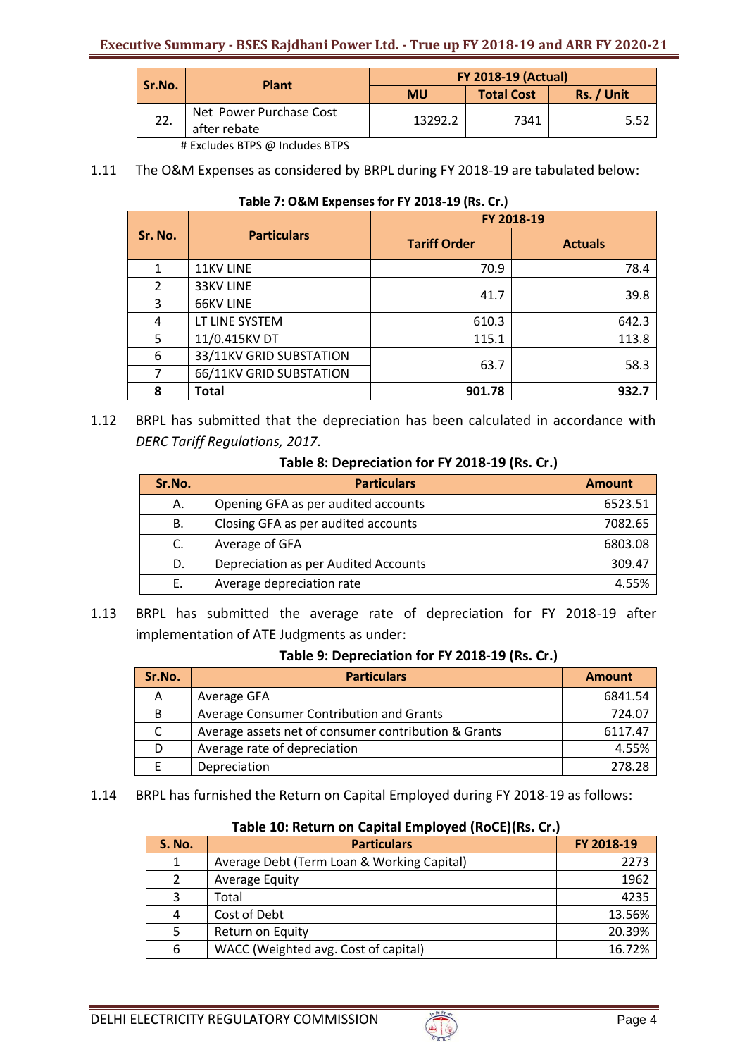| Sr.No. | Plant | FY 2018-19 (Actual) | | |
|---|---|---|---|---|
| | | MU | Total Cost | Rs. / Unit |
| 22. | Net Power Purchase Cost after rebate | 13292.2 | 7341 | 5.52 |

# Excludes BTPS @ Includes BTPS

1.11 The O&M Expenses as considered by BRPL during FY 2018-19 are tabulated below:

**Table 7: O&M Expenses for FY 2018-19 (Rs. Cr.)**

| Sr. No. | Particulars | FY 2018-19 | |
|---|---|---|---|
| | | Tariff Order | Actuals |
| 1 | 11KV LINE | 70.9 | 78.4 |
| 2 | 33KV LINE | 41.7 | 39.8 |
| 3 | 66KV LINE | | |
| 4 | LT LINE SYSTEM | 610.3 | 642.3 |
| 5 | 11/0.415KV DT | 115.1 | 113.8 |
| 6 | 33/11KV GRID SUBSTATION | 63.7 | 58.3 |
| 7 | 66/11KV GRID SUBSTATION | | |
| **8** | **Total** | **901.78** | **932.7** |

1.12 BRPL has submitted that the depreciation has been calculated in accordance with *DERC Tariff Regulations, 2017*.

**Table 8: Depreciation for FY 2018-19 (Rs. Cr.)**

| Sr.No. | Particulars | Amount |
|---|---|---|
| A. | Opening GFA as per audited accounts | 6523.51 |
| B. | Closing GFA as per audited accounts | 7082.65 |
| C. | Average of GFA | 6803.08 |
| D. | Depreciation as per Audited Accounts | 309.47 |
| E. | Average depreciation rate | 4.55% |

1.13 BRPL has submitted the average rate of depreciation for FY 2018-19 after implementation of ATE Judgments as under:

**Table 9: Depreciation for FY 2018-19 (Rs. Cr.)**

| Sr.No. | Particulars | Amount |
|---|---|---|
| A | Average GFA | 6841.54 |
| B | Average Consumer Contribution and Grants | 724.07 |
| C | Average assets net of consumer contribution & Grants | 6117.47 |
| D | Average rate of depreciation | 4.55% |
| E | Depreciation | 278.28 |

1.14 BRPL has furnished the Return on Capital Employed during FY 2018-19 as follows:

**Table 10: Return on Capital Employed (RoCE)(Rs. Cr.)**

| S. No. | Particulars | FY 2018-19 |
|---|---|---|
| 1 | Average Debt (Term Loan & Working Capital) | 2273 |
| 2 | Average Equity | 1962 |
| 3 | Total | 4235 |
| 4 | Cost of Debt | 13.56% |
| 5 | Return on Equity | 20.39% |
| 6 | WACC (Weighted avg. Cost of capital) | 16.72% |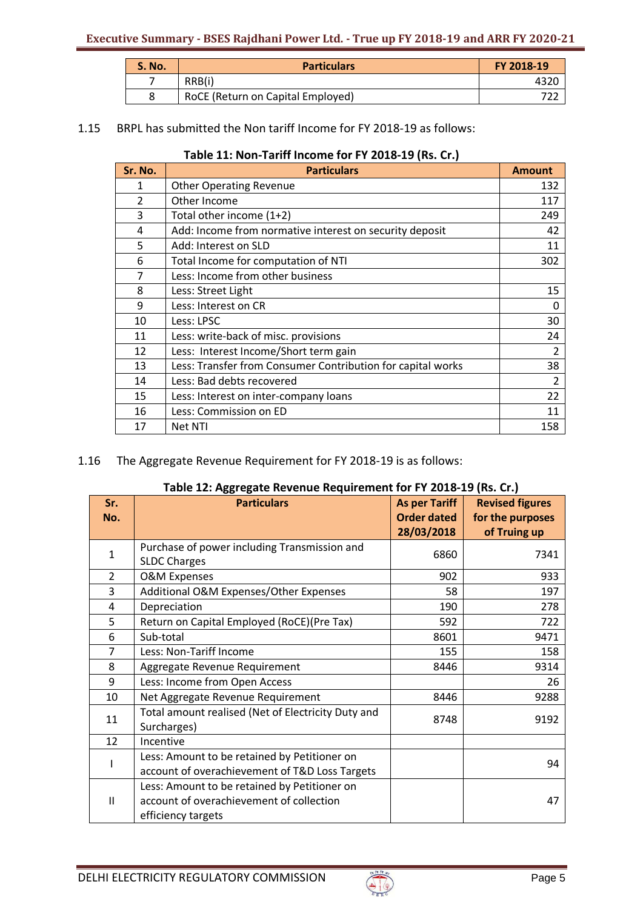| S. No. | Particulars | FY 2018-19 |
|---|---|---|
| 7 | RRB(i) | 4320 |
| 8 | RoCE (Return on Capital Employed) | 722 |

1.15 BRPL has submitted the Non tariff Income for FY 2018-19 as follows:

**Table 11: Non-Tariff Income for FY 2018-19 (Rs. Cr.)**

| Sr. No. | Particulars | Amount |
|---|---|---|
| 1 | Other Operating Revenue | 132 |
| 2 | Other Income | 117 |
| 3 | Total other income (1+2) | 249 |
| 4 | Add: Income from normative interest on security deposit | 42 |
| 5 | Add: Interest on SLD | 11 |
| 6 | Total Income for computation of NTI | 302 |
| 7 | Less: Income from other business | |
| 8 | Less: Street Light | 15 |
| 9 | Less: Interest on CR | 0 |
| 10 | Less: LPSC | 30 |
| 11 | Less: write-back of misc. provisions | 24 |
| 12 | Less: Interest Income/Short term gain | 2 |
| 13 | Less: Transfer from Consumer Contribution for capital works | 38 |
| 14 | Less: Bad debts recovered | 2 |
| 15 | Less: Interest on inter-company loans | 22 |
| 16 | Less: Commission on ED | 11 |
| 17 | Net NTI | 158 |

1.16 The Aggregate Revenue Requirement for FY 2018-19 is as follows:

**Table 12: Aggregate Revenue Requirement for FY 2018-19 (Rs. Cr.)**

| Sr. No. | Particulars | As per Tariff Order dated 28/03/2018 | Revised figures for the purposes of Truing up |
|---|---|---|---|
| 1 | Purchase of power including Transmission and SLDC Charges | 6860 | 7341 |
| 2 | O&M Expenses | 902 | 933 |
| 3 | Additional O&M Expenses/Other Expenses | 58 | 197 |
| 4 | Depreciation | 190 | 278 |
| 5 | Return on Capital Employed (RoCE)(Pre Tax) | 592 | 722 |
| 6 | Sub-total | 8601 | 9471 |
| 7 | Less: Non-Tariff Income | 155 | 158 |
| 8 | Aggregate Revenue Requirement | 8446 | 9314 |
| 9 | Less: Income from Open Access | | 26 |
| 10 | Net Aggregate Revenue Requirement | 8446 | 9288 |
| 11 | Total amount realised (Net of Electricity Duty and Surcharges) | 8748 | 9192 |
| 12 | Incentive | | |
| I | Less: Amount to be retained by Petitioner on account of overachievement of T&D Loss Targets | | 94 |
| II | Less: Amount to be retained by Petitioner on account of overachievement of collection efficiency targets | | 47 |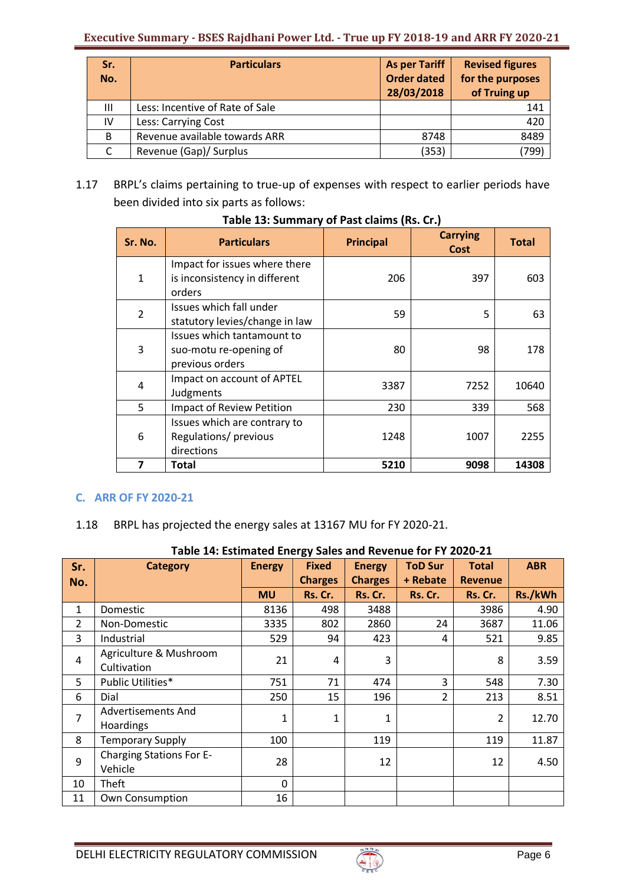| Sr. No. | Particulars | As per Tariff Order dated 28/03/2018 | Revised figures for the purposes of Truing up |
|---|---|---|---|
| III | Less: Incentive of Rate of Sale | | 141 |
| IV | Less: Carrying Cost | | 420 |
| B | Revenue available towards ARR | 8748 | 8489 |
| C | Revenue (Gap)/ Surplus | (353) | (799) |

1.17 BRPL's claims pertaining to true-up of expenses with respect to earlier periods have been divided into six parts as follows:

**Table 13: Summary of Past claims (Rs. Cr.)**

| Sr. No. | Particulars | Principal | Carrying Cost | Total |
|---|---|---|---|---|
| 1 | Impact for issues where there is inconsistency in different orders | 206 | 397 | 603 |
| 2 | Issues which fall under statutory levies/change in law | 59 | 5 | 63 |
| 3 | Issues which tantamount to suo-motu re-opening of previous orders | 80 | 98 | 178 |
| 4 | Impact on account of APTEL Judgments | 3387 | 7252 | 10640 |
| 5 | Impact of Review Petition | 230 | 339 | 568 |
| 6 | Issues which are contrary to Regulations/ previous directions | 1248 | 1007 | 2255 |
| **7** | **Total** | **5210** | **9098** | **14308** |

## C. ARR OF FY 2020-21

1.18 BRPL has projected the energy sales at 13167 MU for FY 2020-21.

**Table 14: Estimated Energy Sales and Revenue for FY 2020-21**

| Sr. No. | Category | Energy | Fixed Charges | Energy Charges | ToD Sur + Rebate | Total Revenue | ABR |
|---|---|---|---|---|---|---|---|
| | | MU | Rs. Cr. | Rs. Cr. | Rs. Cr. | Rs. Cr. | Rs./kWh |
| 1 | Domestic | 8136 | 498 | 3488 | | 3986 | 4.90 |
| 2 | Non-Domestic | 3335 | 802 | 2860 | 24 | 3687 | 11.06 |
| 3 | Industrial | 529 | 94 | 423 | 4 | 521 | 9.85 |
| 4 | Agriculture & Mushroom Cultivation | 21 | 4 | 3 | | 8 | 3.59 |
| 5 | Public Utilities* | 751 | 71 | 474 | 3 | 548 | 7.30 |
| 6 | Dial | 250 | 15 | 196 | 2 | 213 | 8.51 |
| 7 | Advertisements And Hoardings | 1 | 1 | 1 | | 2 | 12.70 |
| 8 | Temporary Supply | 100 | | 119 | | 119 | 11.87 |
| 9 | Charging Stations For E-Vehicle | 28 | | 12 | | 12 | 4.50 |
| 10 | Theft | 0 | | | | | |
| 11 | Own Consumption | 16 | | | | | |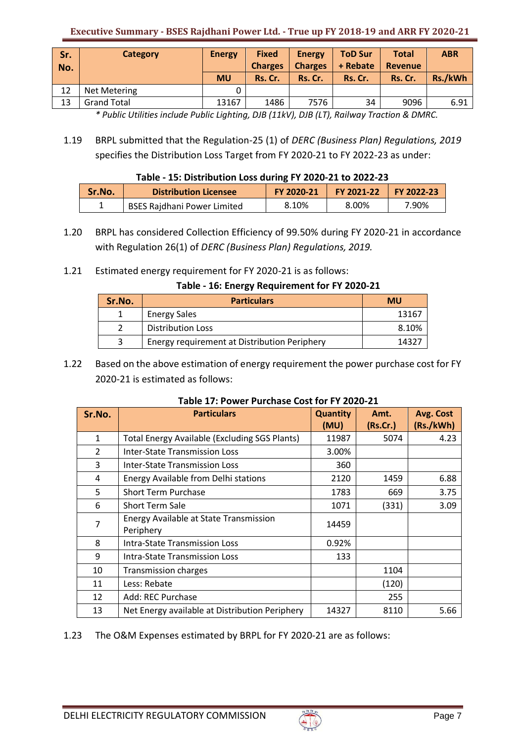| Sr. No. | Category | Energy | Fixed Charges | Energy Charges | ToD Sur + Rebate | Total Revenue | ABR |
|---|---|---|---|---|---|---|---|
| | | MU | Rs. Cr. | Rs. Cr. | Rs. Cr. | Rs. Cr. | Rs./kWh |
| 12 | Net Metering | 0 | | | | | |
| 13 | Grand Total | 13167 | 1486 | 7576 | 34 | 9096 | 6.91 |

*\* Public Utilities include Public Lighting, DJB (11kV), DJB (LT), Railway Traction & DMRC.*

1.19 BRPL submitted that the Regulation-25 (1) of *DERC (Business Plan) Regulations, 2019* specifies the Distribution Loss Target from FY 2020-21 to FY 2022-23 as under:

**Table - 15: Distribution Loss during FY 2020-21 to 2022-23**

| Sr.No. | Distribution Licensee | FY 2020-21 | FY 2021-22 | FY 2022-23 |
|---|---|---|---|---|
| 1 | BSES Rajdhani Power Limited | 8.10% | 8.00% | 7.90% |

1.20 BRPL has considered Collection Efficiency of 99.50% during FY 2020-21 in accordance with Regulation 26(1) of *DERC (Business Plan) Regulations, 2019.*

1.21 Estimated energy requirement for FY 2020-21 is as follows:

**Table - 16: Energy Requirement for FY 2020-21**

| Sr.No. | Particulars | MU |
|---|---|---|
| 1 | Energy Sales | 13167 |
| 2 | Distribution Loss | 8.10% |
| 3 | Energy requirement at Distribution Periphery | 14327 |

1.22 Based on the above estimation of energy requirement the power purchase cost for FY 2020-21 is estimated as follows:

**Table 17: Power Purchase Cost for FY 2020-21**

| Sr.No. | Particulars | Quantity (MU) | Amt. (Rs.Cr.) | Avg. Cost (Rs./kWh) |
|---|---|---|---|---|
| 1 | Total Energy Available (Excluding SGS Plants) | 11987 | 5074 | 4.23 |
| 2 | Inter-State Transmission Loss | 3.00% | | |
| 3 | Inter-State Transmission Loss | 360 | | |
| 4 | Energy Available from Delhi stations | 2120 | 1459 | 6.88 |
| 5 | Short Term Purchase | 1783 | 669 | 3.75 |
| 6 | Short Term Sale | 1071 | (331) | 3.09 |
| 7 | Energy Available at State Transmission Periphery | 14459 | | |
| 8 | Intra-State Transmission Loss | 0.92% | | |
| 9 | Intra-State Transmission Loss | 133 | | |
| 10 | Transmission charges | | 1104 | |
| 11 | Less: Rebate | | (120) | |
| 12 | Add: REC Purchase | | 255 | |
| 13 | Net Energy available at Distribution Periphery | 14327 | 8110 | 5.66 |

1.23 The O&M Expenses estimated by BRPL for FY 2020-21 are as follows: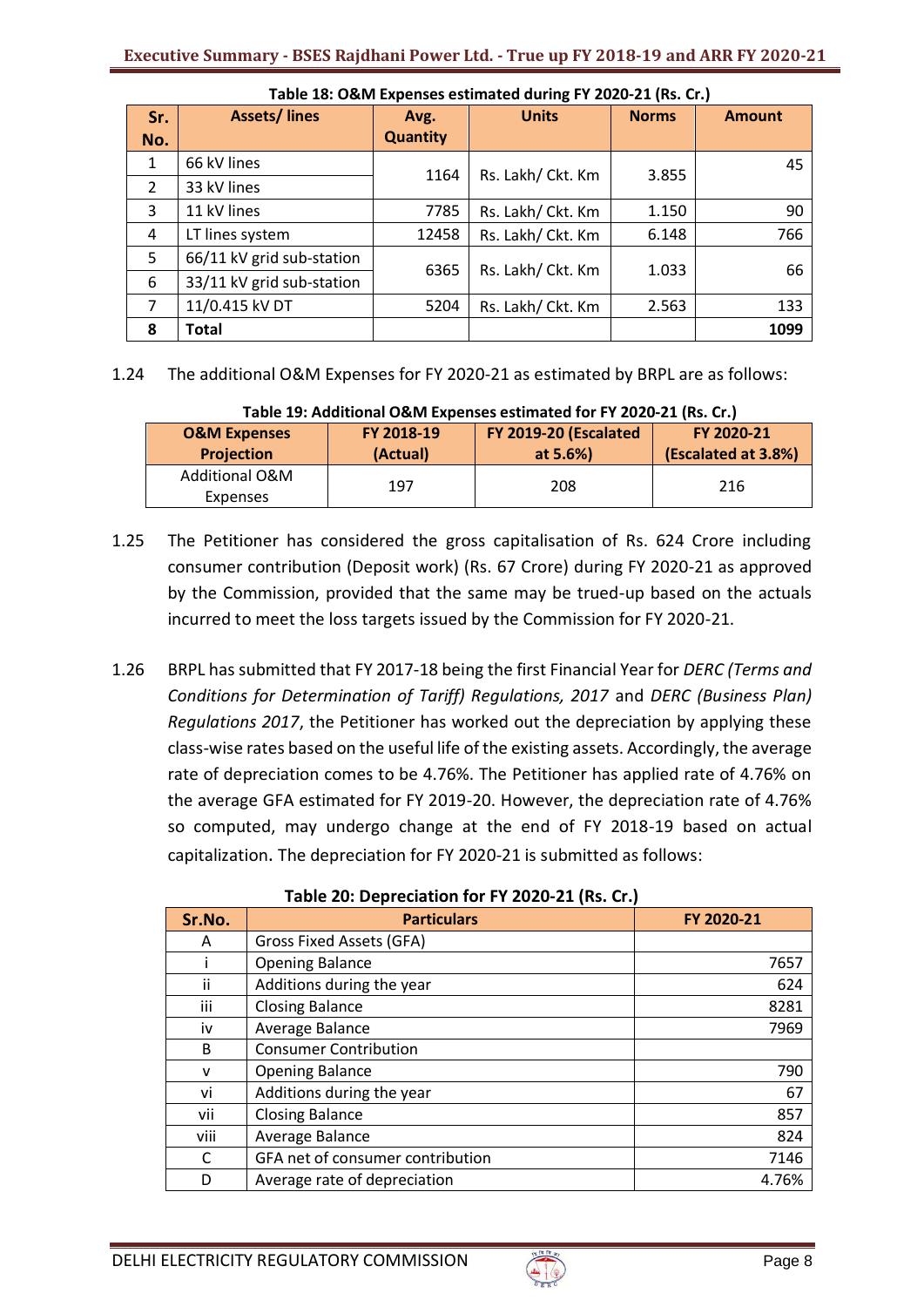**Table 18: O&M Expenses estimated during FY 2020-21 (Rs. Cr.)**

| Sr. No. | Assets/ lines | Avg. Quantity | Units | Norms | Amount |
|---|---|---|---|---|---|
| 1 | 66 kV lines | 1164 | Rs. Lakh/ Ckt. Km | 3.855 | 45 |
| 2 | 33 kV lines | | | | |
| 3 | 11 kV lines | 7785 | Rs. Lakh/ Ckt. Km | 1.150 | 90 |
| 4 | LT lines system | 12458 | Rs. Lakh/ Ckt. Km | 6.148 | 766 |
| 5 | 66/11 kV grid sub-station | 6365 | Rs. Lakh/ Ckt. Km | 1.033 | 66 |
| 6 | 33/11 kV grid sub-station | | | | |
| 7 | 11/0.415 kV DT | 5204 | Rs. Lakh/ Ckt. Km | 2.563 | 133 |
| **8** | **Total** | | | | **1099** |

1.24 The additional O&M Expenses for FY 2020-21 as estimated by BRPL are as follows:

**Table 19: Additional O&M Expenses estimated for FY 2020-21 (Rs. Cr.)**

| O&M Expenses Projection | FY 2018-19 (Actual) | FY 2019-20 (Escalated at 5.6%) | FY 2020-21 (Escalated at 3.8%) |
|---|---|---|---|
| Additional O&M Expenses | 197 | 208 | 216 |

1.25 The Petitioner has considered the gross capitalisation of Rs. 624 Crore including consumer contribution (Deposit work) (Rs. 67 Crore) during FY 2020-21 as approved by the Commission, provided that the same may be trued-up based on the actuals incurred to meet the loss targets issued by the Commission for FY 2020-21.

1.26 BRPL has submitted that FY 2017-18 being the first Financial Year for *DERC (Terms and Conditions for Determination of Tariff) Regulations, 2017* and *DERC (Business Plan) Regulations 2017*, the Petitioner has worked out the depreciation by applying these class-wise rates based on the useful life of the existing assets. Accordingly, the average rate of depreciation comes to be 4.76%. The Petitioner has applied rate of 4.76% on the average GFA estimated for FY 2019-20. However, the depreciation rate of 4.76% so computed, may undergo change at the end of FY 2018-19 based on actual capitalization. The depreciation for FY 2020-21 is submitted as follows:

**Table 20: Depreciation for FY 2020-21 (Rs. Cr.)**

| Sr.No. | Particulars | FY 2020-21 |
|---|---|---|
| A | Gross Fixed Assets (GFA) | |
| i | Opening Balance | 7657 |
| ii | Additions during the year | 624 |
| iii | Closing Balance | 8281 |
| iv | Average Balance | 7969 |
| B | Consumer Contribution | |
| v | Opening Balance | 790 |
| vi | Additions during the year | 67 |
| vii | Closing Balance | 857 |
| viii | Average Balance | 824 |
| C | GFA net of consumer contribution | 7146 |
| D | Average rate of depreciation | 4.76% |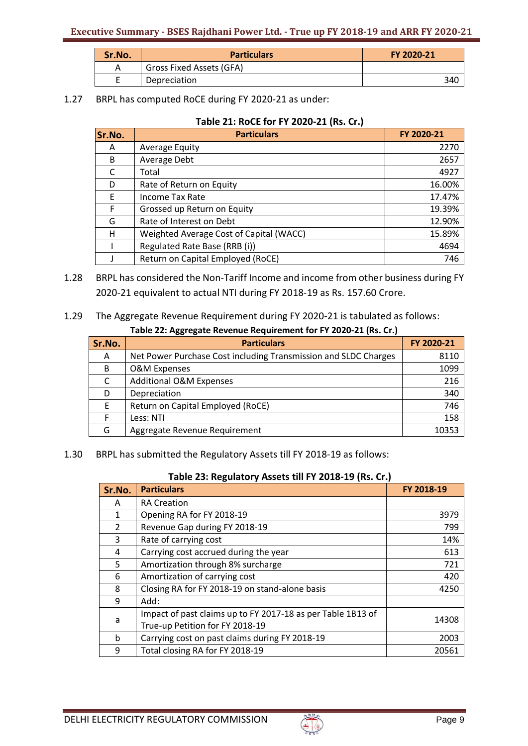| Sr.No. | Particulars | FY 2020-21 |
|---|---|---|
| A | Gross Fixed Assets (GFA) | |
| E | Depreciation | 340 |

1.27 BRPL has computed RoCE during FY 2020-21 as under:

**Table 21: RoCE for FY 2020-21 (Rs. Cr.)**

| Sr.No. | Particulars | FY 2020-21 |
|---|---|---|
| A | Average Equity | 2270 |
| B | Average Debt | 2657 |
| C | Total | 4927 |
| D | Rate of Return on Equity | 16.00% |
| E | Income Tax Rate | 17.47% |
| F | Grossed up Return on Equity | 19.39% |
| G | Rate of Interest on Debt | 12.90% |
| H | Weighted Average Cost of Capital (WACC) | 15.89% |
| I | Regulated Rate Base (RRB (i)) | 4694 |
| J | Return on Capital Employed (RoCE) | 746 |

1.28 BRPL has considered the Non-Tariff Income and income from other business during FY 2020-21 equivalent to actual NTI during FY 2018-19 as Rs. 157.60 Crore.

1.29 The Aggregate Revenue Requirement during FY 2020-21 is tabulated as follows:

**Table 22: Aggregate Revenue Requirement for FY 2020-21 (Rs. Cr.)**

| Sr.No. | Particulars | FY 2020-21 |
|---|---|---|
| A | Net Power Purchase Cost including Transmission and SLDC Charges | 8110 |
| B | O&M Expenses | 1099 |
| C | Additional O&M Expenses | 216 |
| D | Depreciation | 340 |
| E | Return on Capital Employed (RoCE) | 746 |
| F | Less: NTI | 158 |
| G | Aggregate Revenue Requirement | 10353 |

1.30 BRPL has submitted the Regulatory Assets till FY 2018-19 as follows:

**Table 23: Regulatory Assets till FY 2018-19 (Rs. Cr.)**

| Sr.No. | Particulars | FY 2018-19 |
|---|---|---|
| A | RA Creation | |
| 1 | Opening RA for FY 2018-19 | 3979 |
| 2 | Revenue Gap during FY 2018-19 | 799 |
| 3 | Rate of carrying cost | 14% |
| 4 | Carrying cost accrued during the year | 613 |
| 5 | Amortization through 8% surcharge | 721 |
| 6 | Amortization of carrying cost | 420 |
| 8 | Closing RA for FY 2018-19 on stand-alone basis | 4250 |
| 9 | Add: | |
| a | Impact of past claims up to FY 2017-18 as per Table 1B13 of True-up Petition for FY 2018-19 | 14308 |
| b | Carrying cost on past claims during FY 2018-19 | 2003 |
| 9 | Total closing RA for FY 2018-19 | 20561 |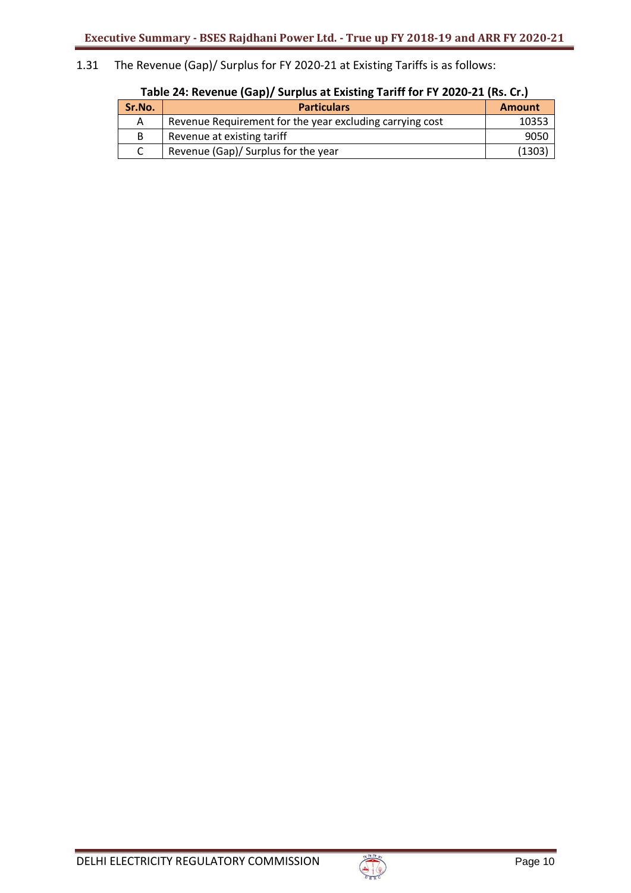1.31 The Revenue (Gap)/ Surplus for FY 2020-21 at Existing Tariffs is as follows:

**Table 24: Revenue (Gap)/ Surplus at Existing Tariff for FY 2020-21 (Rs. Cr.)**

| Sr.No. | Particulars | Amount |
|---|---|---|
| A | Revenue Requirement for the year excluding carrying cost | 10353 |
| B | Revenue at existing tariff | 9050 |
| C | Revenue (Gap)/ Surplus for the year | (1303) |